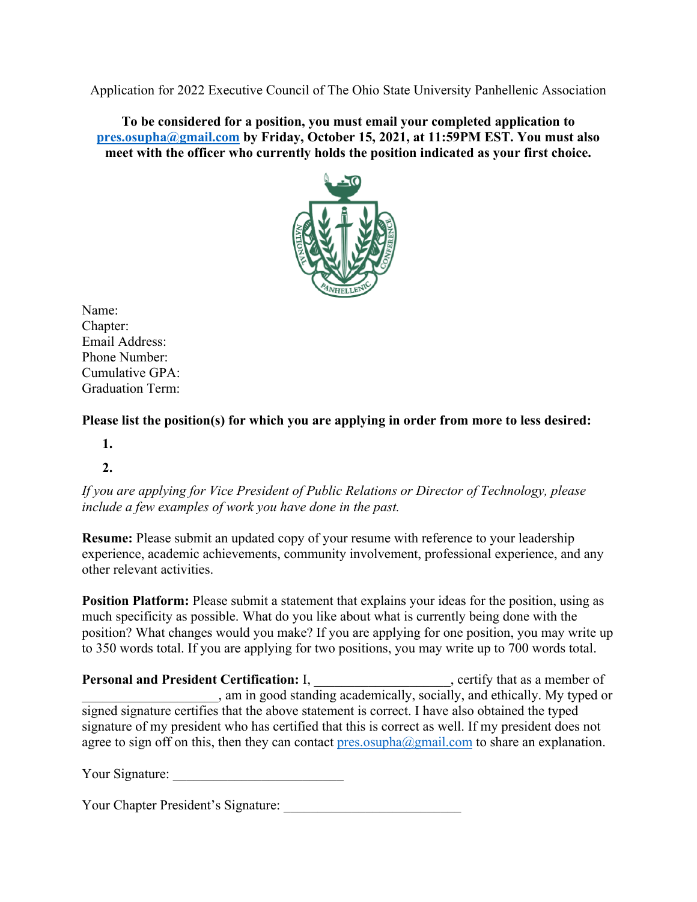Application for 2022 Executive Council of The Ohio State University Panhellenic Association

**To be considered for a position, you must email your completed application to [pres.osupha@gmail.com](mailto:pres.osupha@gmail.com) by Friday, October 15, 2021, at 11:59PM EST. You must also meet with the officer who currently holds the position indicated as your first choice.**

Name:
Chapter:
Email Address:
Phone Number:
Cumulative GPA:
Graduation Term:

**Please list the position(s) for which you are applying in order from more to less desired:**

**1.**

**2.**

*If you are applying for Vice President of Public Relations or Director of Technology, please include a few examples of work you have done in the past.*

**Resume:** Please submit an updated copy of your resume with reference to your leadership experience, academic achievements, community involvement, professional experience, and any other relevant activities.

**Position Platform:** Please submit a statement that explains your ideas for the position, using as much specificity as possible. What do you like about what is currently being done with the position? What changes would you make? If you are applying for one position, you may write up to 350 words total. If you are applying for two positions, you may write up to 700 words total.

**Personal and President Certification:** I, ____________________, certify that as a member of ____________________, am in good standing academically, socially, and ethically. My typed or signed signature certifies that the above statement is correct. I have also obtained the typed signature of my president who has certified that this is correct as well. If my president does not agree to sign off on this, then they can contact [pres.osupha@gmail.com](mailto:pres.osupha@gmail.com) to share an explanation.

Your Signature: _________________________

Your Chapter President's Signature: _________________________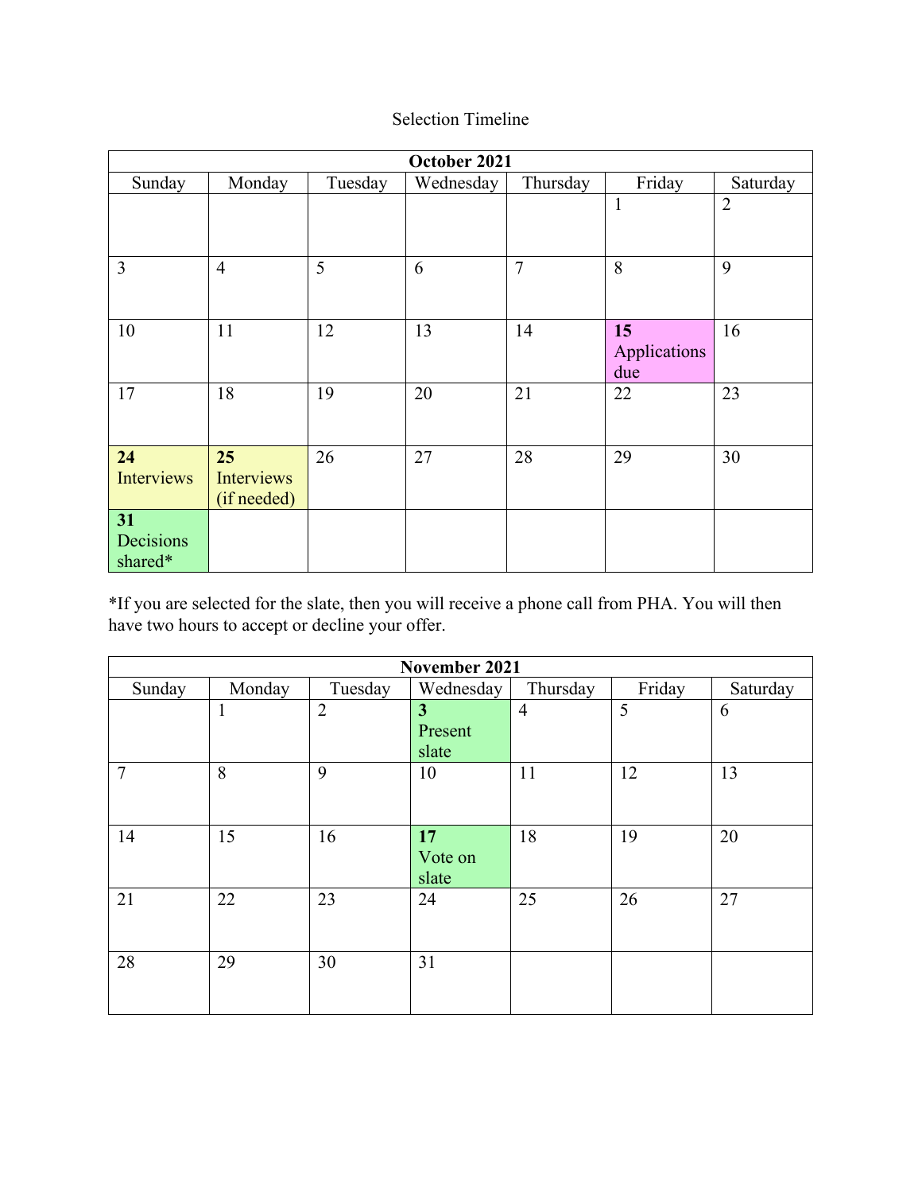Selection Timeline

| October 2021 | | | | | | |
|---|---|---|---|---|---|---|
| Sunday | Monday | Tuesday | Wednesday | Thursday | Friday | Saturday |
| | | | | | 1 | 2 |
| 3 | 4 | 5 | 6 | 7 | 8 | 9 |
| 10 | 11 | 12 | 13 | 14 | **15** Applications due | 16 |
| 17 | 18 | 19 | 20 | 21 | 22 | 23 |
| **24** Interviews | **25** Interviews (if needed) | 26 | 27 | 28 | 29 | 30 |
| **31** Decisions shared* | | | | | | |

*If you are selected for the slate, then you will receive a phone call from PHA. You will then have two hours to accept or decline your offer.

| November 2021 | | | | | | |
|---|---|---|---|---|---|---|
| Sunday | Monday | Tuesday | Wednesday | Thursday | Friday | Saturday |
| | 1 | 2 | **3** Present slate | 4 | 5 | 6 |
| 7 | 8 | 9 | 10 | 11 | 12 | 13 |
| 14 | 15 | 16 | **17** Vote on slate | 18 | 19 | 20 |
| 21 | 22 | 23 | 24 | 25 | 26 | 27 |
| 28 | 29 | 30 | 31 | | | |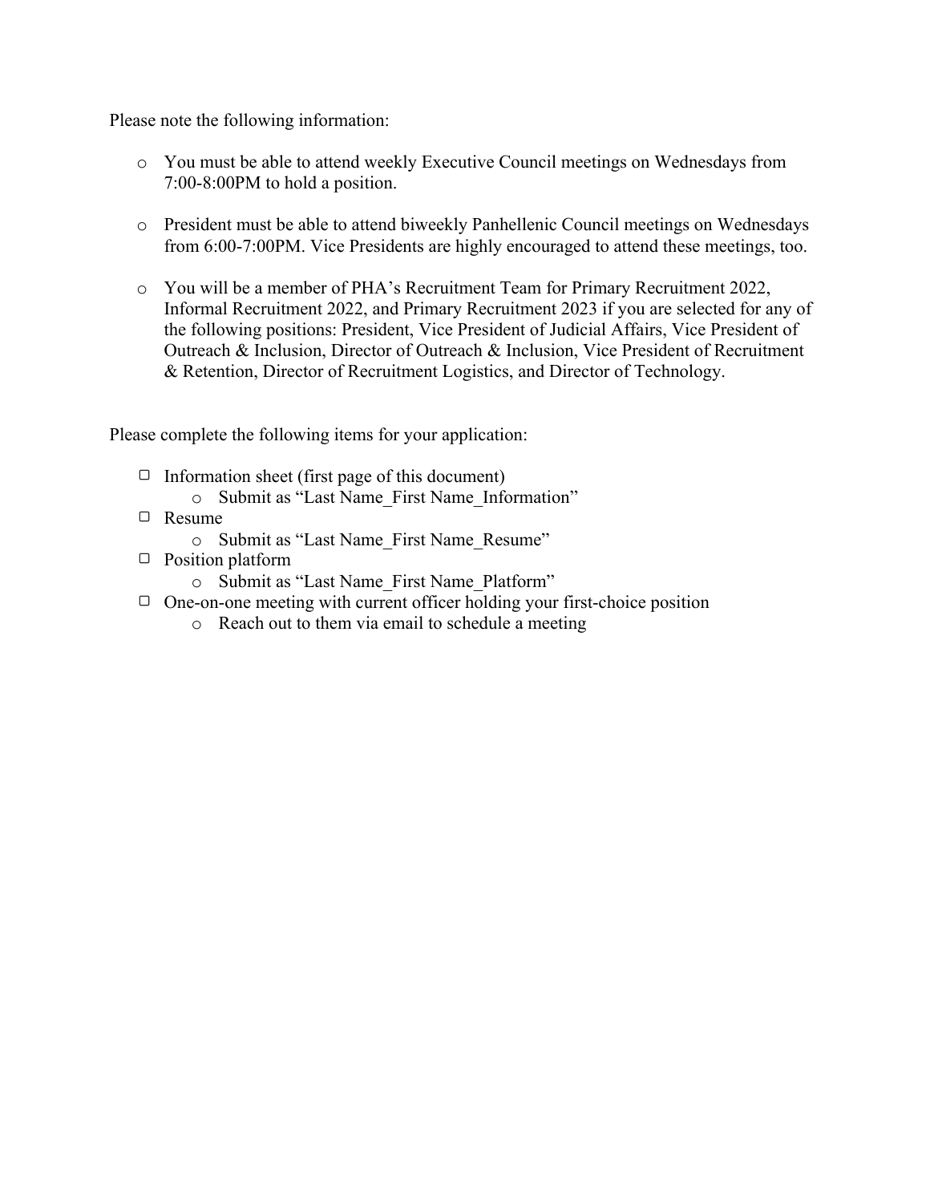Please note the following information:

- You must be able to attend weekly Executive Council meetings on Wednesdays from 7:00-8:00PM to hold a position.

- President must be able to attend biweekly Panhellenic Council meetings on Wednesdays from 6:00-7:00PM. Vice Presidents are highly encouraged to attend these meetings, too.

- You will be a member of PHA's Recruitment Team for Primary Recruitment 2022, Informal Recruitment 2022, and Primary Recruitment 2023 if you are selected for any of the following positions: President, Vice President of Judicial Affairs, Vice President of Outreach & Inclusion, Director of Outreach & Inclusion, Vice President of Recruitment & Retention, Director of Recruitment Logistics, and Director of Technology.

Please complete the following items for your application:

- ☐ Information sheet (first page of this document)
  - Submit as "Last Name_First Name_Information"
- ☐ Resume
  - Submit as "Last Name_First Name_Resume"
- ☐ Position platform
  - Submit as "Last Name_First Name_Platform"
- ☐ One-on-one meeting with current officer holding your first-choice position
  - Reach out to them via email to schedule a meeting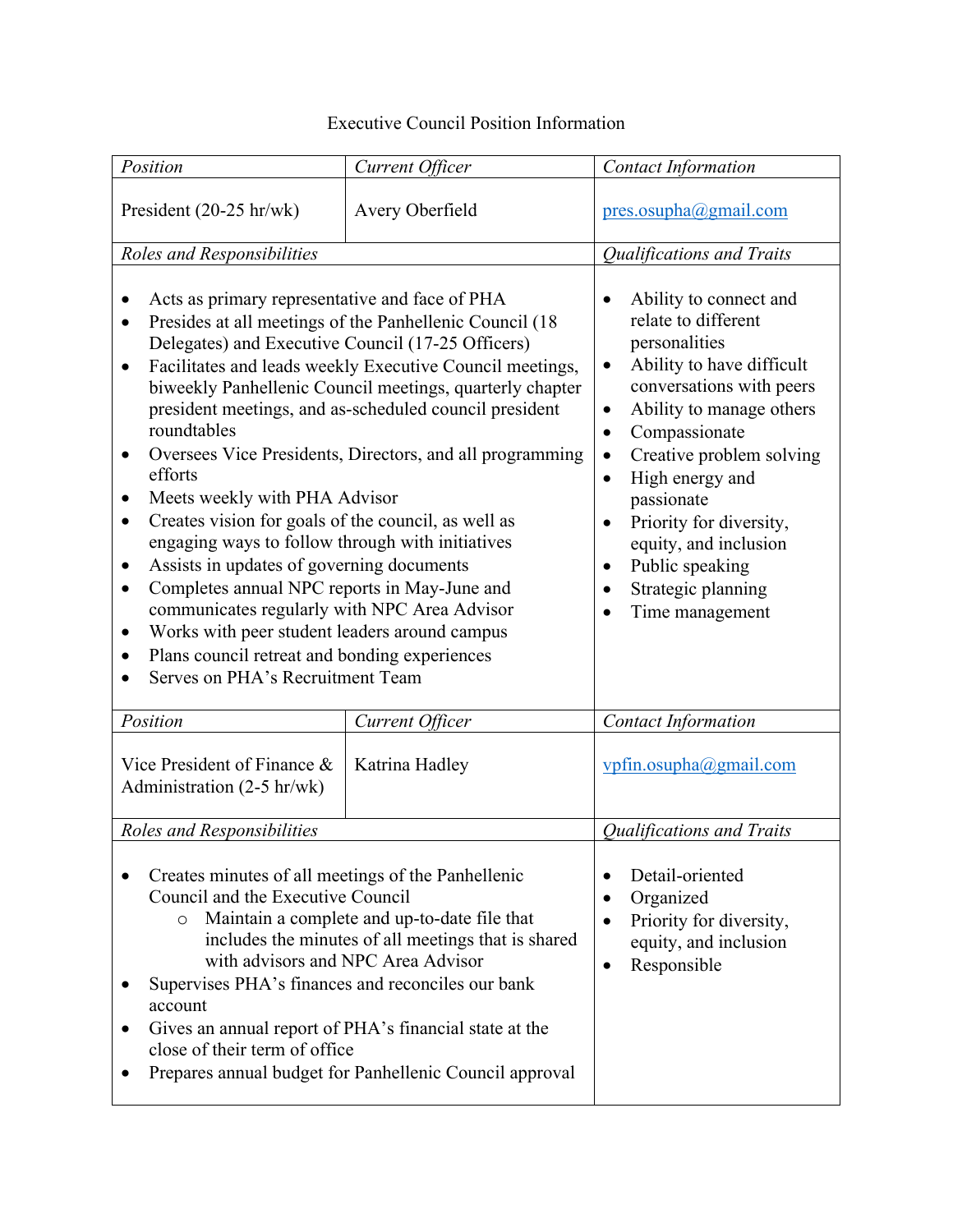Executive Council Position Information

| *Position* | *Current Officer* | *Contact Information* |
|---|---|---|
| President (20-25 hr/wk) | Avery Oberfield | pres.osupha@gmail.com |
| *Roles and Responsibilities* | | *Qualifications and Traits* |
| • Acts as primary representative and face of PHA<br>• Presides at all meetings of the Panhellenic Council (18 Delegates) and Executive Council (17-25 Officers)<br>• Facilitates and leads weekly Executive Council meetings, biweekly Panhellenic Council meetings, quarterly chapter president meetings, and as-scheduled council president roundtables<br>• Oversees Vice Presidents, Directors, and all programming efforts<br>• Meets weekly with PHA Advisor<br>• Creates vision for goals of the council, as well as engaging ways to follow through with initiatives<br>• Assists in updates of governing documents<br>• Completes annual NPC reports in May-June and communicates regularly with NPC Area Advisor<br>• Works with peer student leaders around campus<br>• Plans council retreat and bonding experiences<br>• Serves on PHA's Recruitment Team | | • Ability to connect and relate to different personalities<br>• Ability to have difficult conversations with peers<br>• Ability to manage others<br>• Compassionate<br>• Creative problem solving<br>• High energy and passionate<br>• Priority for diversity, equity, and inclusion<br>• Public speaking<br>• Strategic planning<br>• Time management |
| *Position* | *Current Officer* | *Contact Information* |
| Vice President of Finance & Administration (2-5 hr/wk) | Katrina Hadley | vpfin.osupha@gmail.com |
| *Roles and Responsibilities* | | *Qualifications and Traits* |
| • Creates minutes of all meetings of the Panhellenic Council and the Executive Council<br>&nbsp;&nbsp;&nbsp;&nbsp;○ Maintain a complete and up-to-date file that includes the minutes of all meetings that is shared with advisors and NPC Area Advisor<br>• Supervises PHA's finances and reconciles our bank account<br>• Gives an annual report of PHA's financial state at the close of their term of office<br>• Prepares annual budget for Panhellenic Council approval | | • Detail-oriented<br>• Organized<br>• Priority for diversity, equity, and inclusion<br>• Responsible |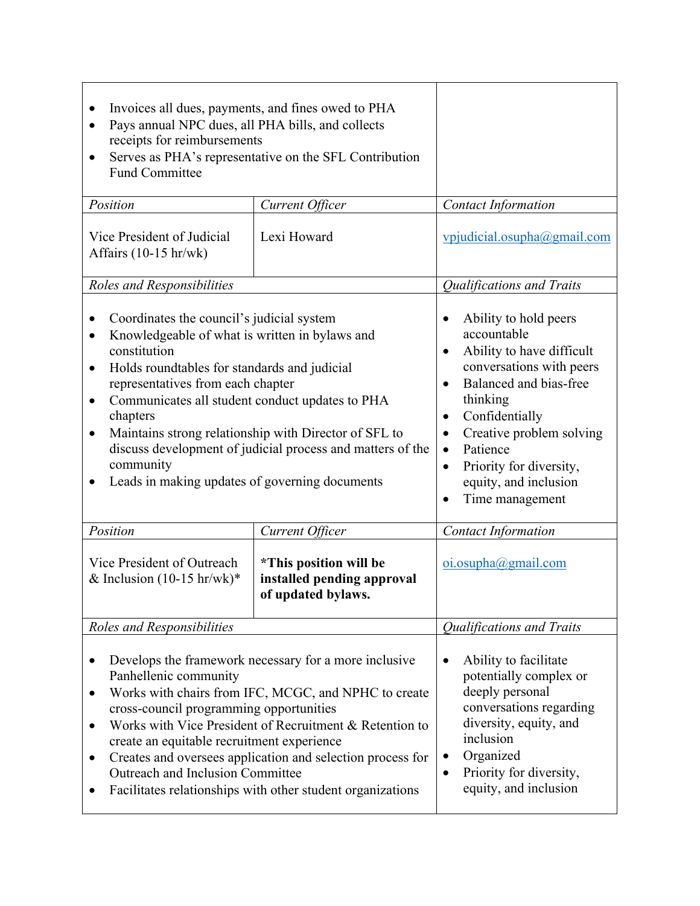| | | |
|---|---|---|
| • Invoices all dues, payments, and fines owed to PHA<br>• Pays annual NPC dues, all PHA bills, and collects receipts for reimbursements<br>• Serves as PHA's representative on the SFL Contribution Fund Committee | | |
| *Position* | *Current Officer* | *Contact Information* |
| Vice President of Judicial Affairs (10-15 hr/wk) | Lexi Howard | vpjudicial.osupha@gmail.com |
| *Roles and Responsibilities* | | *Qualifications and Traits* |
| • Coordinates the council's judicial system<br>• Knowledgeable of what is written in bylaws and constitution<br>• Holds roundtables for standards and judicial representatives from each chapter<br>• Communicates all student conduct updates to PHA chapters<br>• Maintains strong relationship with Director of SFL to discuss development of judicial process and matters of the community<br>• Leads in making updates of governing documents | | • Ability to hold peers accountable<br>• Ability to have difficult conversations with peers<br>• Balanced and bias-free thinking<br>• Confidentially<br>• Creative problem solving<br>• Patience<br>• Priority for diversity, equity, and inclusion<br>• Time management |
| *Position* | *Current Officer* | *Contact Information* |
| Vice President of Outreach & Inclusion (10-15 hr/wk)* | **\*This position will be installed pending approval of updated bylaws.** | oi.osupha@gmail.com |
| *Roles and Responsibilities* | | *Qualifications and Traits* |
| • Develops the framework necessary for a more inclusive Panhellenic community<br>• Works with chairs from IFC, MCGC, and NPHC to create cross-council programming opportunities<br>• Works with Vice President of Recruitment & Retention to create an equitable recruitment experience<br>• Creates and oversees application and selection process for Outreach and Inclusion Committee<br>• Facilitates relationships with other student organizations | | • Ability to facilitate potentially complex or deeply personal conversations regarding diversity, equity, and inclusion<br>• Organized<br>• Priority for diversity, equity, and inclusion |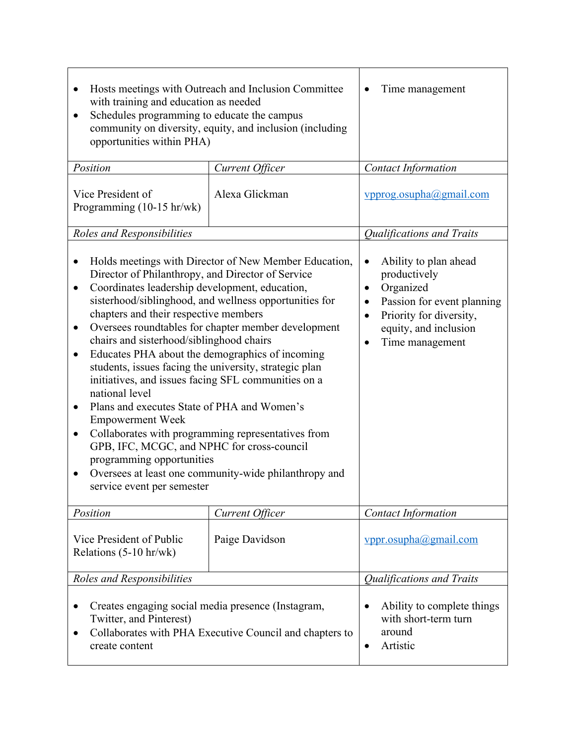| | | |
|---|---|---|
| • Hosts meetings with Outreach and Inclusion Committee with training and education as needed<br>• Schedules programming to educate the campus community on diversity, equity, and inclusion (including opportunities within PHA) | | • Time management |
| *Position* | *Current Officer* | *Contact Information* |
| Vice President of Programming (10-15 hr/wk) | Alexa Glickman | vpprog.osupha@gmail.com |
| *Roles and Responsibilities* | | *Qualifications and Traits* |
| • Holds meetings with Director of New Member Education, Director of Philanthropy, and Director of Service<br>• Coordinates leadership development, education, sisterhood/siblinghood, and wellness opportunities for chapters and their respective members<br>• Oversees roundtables for chapter member development chairs and sisterhood/siblinghood chairs<br>• Educates PHA about the demographics of incoming students, issues facing the university, strategic plan initiatives, and issues facing SFL communities on a national level<br>• Plans and executes State of PHA and Women's Empowerment Week<br>• Collaborates with programming representatives from GPB, IFC, MCGC, and NPHC for cross-council programming opportunities<br>• Oversees at least one community-wide philanthropy and service event per semester | | • Ability to plan ahead productively<br>• Organized<br>• Passion for event planning<br>• Priority for diversity, equity, and inclusion<br>• Time management |
| *Position* | *Current Officer* | *Contact Information* |
| Vice President of Public Relations (5-10 hr/wk) | Paige Davidson | vppr.osupha@gmail.com |
| *Roles and Responsibilities* | | *Qualifications and Traits* |
| • Creates engaging social media presence (Instagram, Twitter, and Pinterest)<br>• Collaborates with PHA Executive Council and chapters to create content | | • Ability to complete things with short-term turn around<br>• Artistic |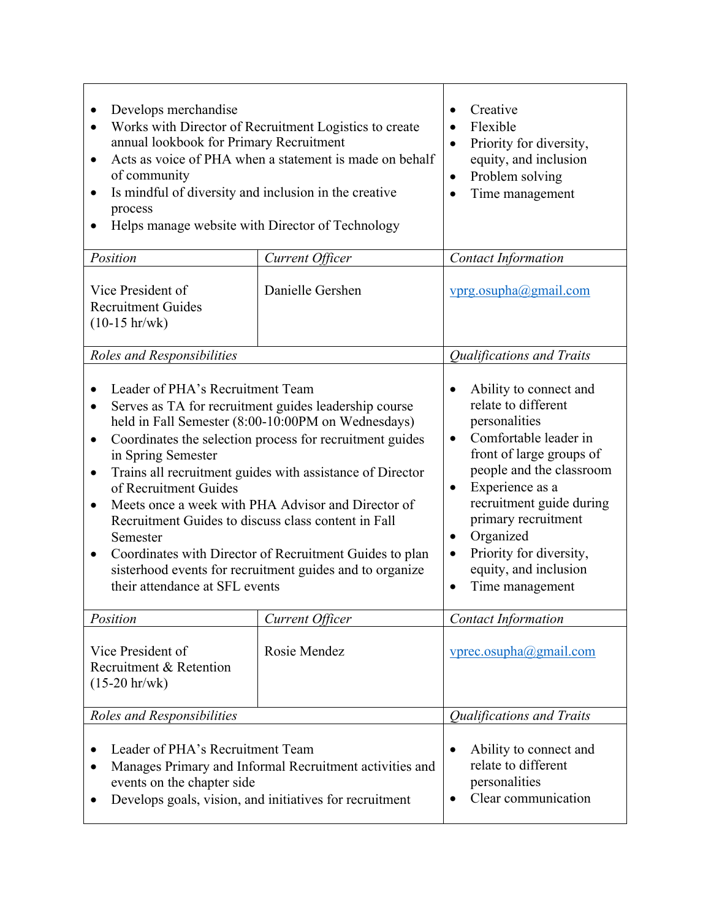| | | |
|---|---|---|
| • Develops merchandise<br>• Works with Director of Recruitment Logistics to create annual lookbook for Primary Recruitment<br>• Acts as voice of PHA when a statement is made on behalf of community<br>• Is mindful of diversity and inclusion in the creative process<br>• Helps manage website with Director of Technology | | • Creative<br>• Flexible<br>• Priority for diversity, equity, and inclusion<br>• Problem solving<br>• Time management |
| *Position* | *Current Officer* | *Contact Information* |
| Vice President of Recruitment Guides (10-15 hr/wk) | Danielle Gershen | vprg.osupha@gmail.com |
| *Roles and Responsibilities* | | *Qualifications and Traits* |
| • Leader of PHA's Recruitment Team<br>• Serves as TA for recruitment guides leadership course held in Fall Semester (8:00-10:00PM on Wednesdays)<br>• Coordinates the selection process for recruitment guides in Spring Semester<br>• Trains all recruitment guides with assistance of Director of Recruitment Guides<br>• Meets once a week with PHA Advisor and Director of Recruitment Guides to discuss class content in Fall Semester<br>• Coordinates with Director of Recruitment Guides to plan sisterhood events for recruitment guides and to organize their attendance at SFL events | | • Ability to connect and relate to different personalities<br>• Comfortable leader in front of large groups of people and the classroom<br>• Experience as a recruitment guide during primary recruitment<br>• Organized<br>• Priority for diversity, equity, and inclusion<br>• Time management |
| *Position* | *Current Officer* | *Contact Information* |
| Vice President of Recruitment & Retention (15-20 hr/wk) | Rosie Mendez | vprec.osupha@gmail.com |
| *Roles and Responsibilities* | | *Qualifications and Traits* |
| • Leader of PHA's Recruitment Team<br>• Manages Primary and Informal Recruitment activities and events on the chapter side<br>• Develops goals, vision, and initiatives for recruitment | | • Ability to connect and relate to different personalities<br>• Clear communication |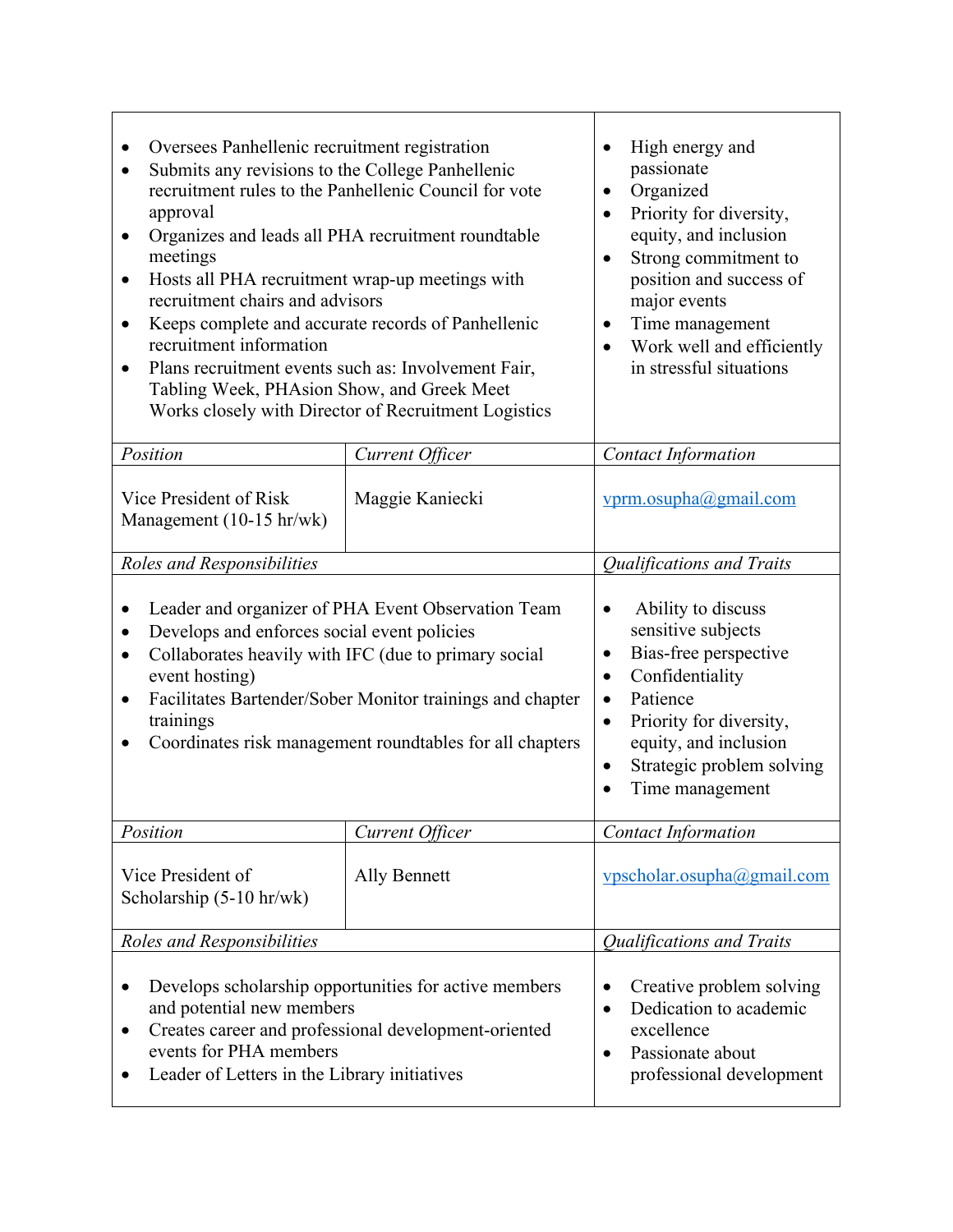| | | |
|---|---|---|
| • Oversees Panhellenic recruitment registration<br>• Submits any revisions to the College Panhellenic recruitment rules to the Panhellenic Council for vote approval<br>• Organizes and leads all PHA recruitment roundtable meetings<br>• Hosts all PHA recruitment wrap-up meetings with recruitment chairs and advisors<br>• Keeps complete and accurate records of Panhellenic recruitment information<br>• Plans recruitment events such as: Involvement Fair, Tabling Week, PHAsion Show, and Greek Meet Works closely with Director of Recruitment Logistics | | • High energy and passionate<br>• Organized<br>• Priority for diversity, equity, and inclusion<br>• Strong commitment to position and success of major events<br>• Time management<br>• Work well and efficiently in stressful situations |
| *Position* | *Current Officer* | *Contact Information* |
| Vice President of Risk Management (10-15 hr/wk) | Maggie Kaniecki | [vprm.osupha@gmail.com](mailto:vprm.osupha@gmail.com) |
| *Roles and Responsibilities* | | *Qualifications and Traits* |
| • Leader and organizer of PHA Event Observation Team<br>• Develops and enforces social event policies<br>• Collaborates heavily with IFC (due to primary social event hosting)<br>• Facilitates Bartender/Sober Monitor trainings and chapter trainings<br>• Coordinates risk management roundtables for all chapters | | • Ability to discuss sensitive subjects<br>• Bias-free perspective<br>• Confidentiality<br>• Patience<br>• Priority for diversity, equity, and inclusion<br>• Strategic problem solving<br>• Time management |
| *Position* | *Current Officer* | *Contact Information* |
| Vice President of Scholarship (5-10 hr/wk) | Ally Bennett | [vpscholar.osupha@gmail.com](mailto:vpscholar.osupha@gmail.com) |
| *Roles and Responsibilities* | | *Qualifications and Traits* |
| • Develops scholarship opportunities for active members and potential new members<br>• Creates career and professional development-oriented events for PHA members<br>• Leader of Letters in the Library initiatives | | • Creative problem solving<br>• Dedication to academic excellence<br>• Passionate about professional development |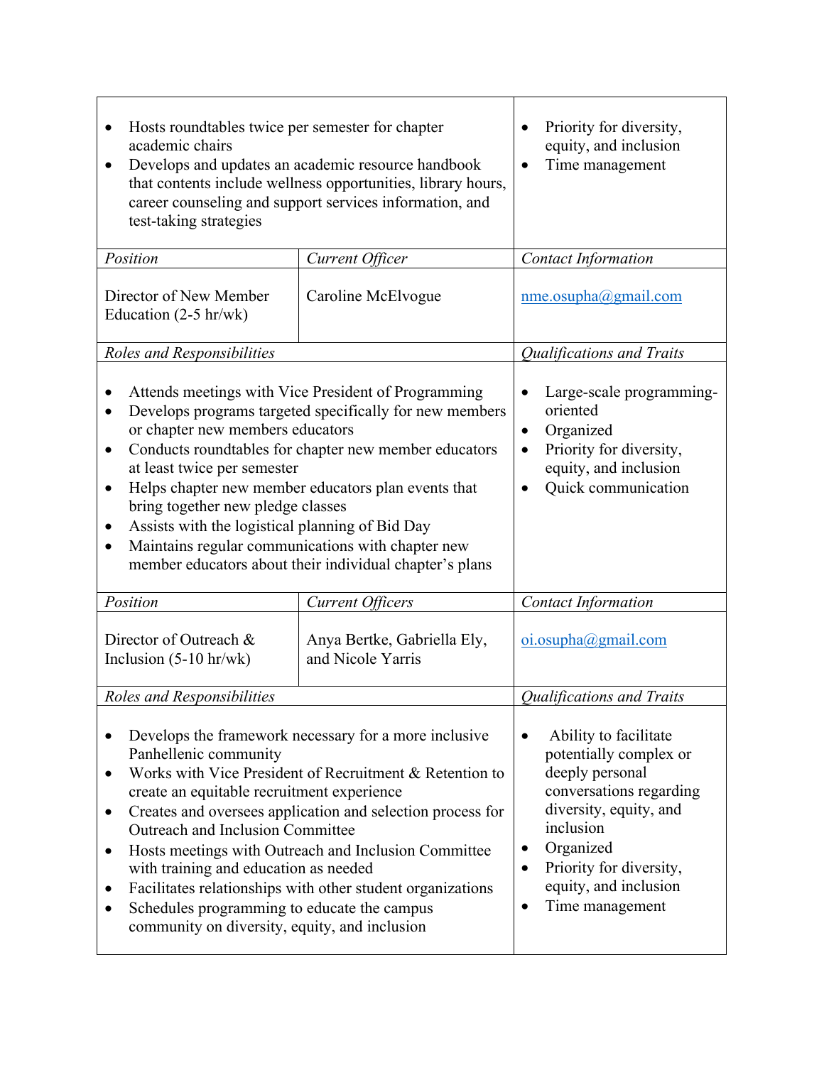| | | |
|---|---|---|
| • Hosts roundtables twice per semester for chapter academic chairs<br>• Develops and updates an academic resource handbook that contents include wellness opportunities, library hours, career counseling and support services information, and test-taking strategies | | • Priority for diversity, equity, and inclusion<br>• Time management |
| *Position* | *Current Officer* | *Contact Information* |
| Director of New Member Education (2-5 hr/wk) | Caroline McElvogue | nme.osupha@gmail.com |
| *Roles and Responsibilities* | | *Qualifications and Traits* |
| • Attends meetings with Vice President of Programming<br>• Develops programs targeted specifically for new members or chapter new members educators<br>• Conducts roundtables for chapter new member educators at least twice per semester<br>• Helps chapter new member educators plan events that bring together new pledge classes<br>• Assists with the logistical planning of Bid Day<br>• Maintains regular communications with chapter new member educators about their individual chapter's plans | | • Large-scale programming-oriented<br>• Organized<br>• Priority for diversity, equity, and inclusion<br>• Quick communication |
| *Position* | *Current Officers* | *Contact Information* |
| Director of Outreach & Inclusion (5-10 hr/wk) | Anya Bertke, Gabriella Ely, and Nicole Yarris | oi.osupha@gmail.com |
| *Roles and Responsibilities* | | *Qualifications and Traits* |
| • Develops the framework necessary for a more inclusive Panhellenic community<br>• Works with Vice President of Recruitment & Retention to create an equitable recruitment experience<br>• Creates and oversees application and selection process for Outreach and Inclusion Committee<br>• Hosts meetings with Outreach and Inclusion Committee with training and education as needed<br>• Facilitates relationships with other student organizations<br>• Schedules programming to educate the campus community on diversity, equity, and inclusion | | • Ability to facilitate potentially complex or deeply personal conversations regarding diversity, equity, and inclusion<br>• Organized<br>• Priority for diversity, equity, and inclusion<br>• Time management |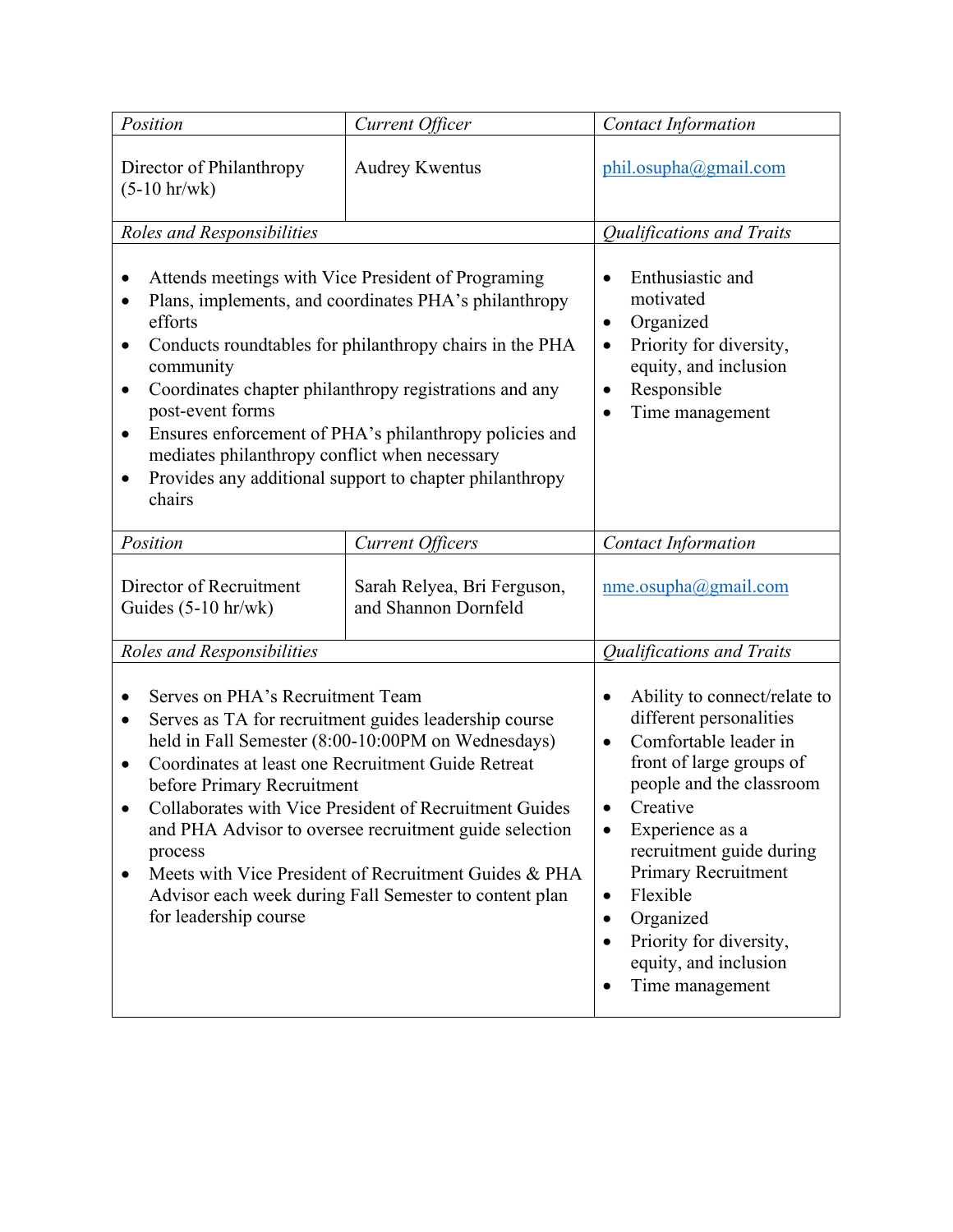| *Position* | *Current Officer* | *Contact Information* |
| --- | --- | --- |
| Director of Philanthropy (5-10 hr/wk) | Audrey Kwentus | phil.osupha@gmail.com |
| *Roles and Responsibilities* | | *Qualifications and Traits* |
| • Attends meetings with Vice President of Programing<br>• Plans, implements, and coordinates PHA's philanthropy efforts<br>• Conducts roundtables for philanthropy chairs in the PHA community<br>• Coordinates chapter philanthropy registrations and any post-event forms<br>• Ensures enforcement of PHA's philanthropy policies and mediates philanthropy conflict when necessary<br>• Provides any additional support to chapter philanthropy chairs | | • Enthusiastic and motivated<br>• Organized<br>• Priority for diversity, equity, and inclusion<br>• Responsible<br>• Time management |

| *Position* | *Current Officers* | *Contact Information* |
| --- | --- | --- |
| Director of Recruitment Guides (5-10 hr/wk) | Sarah Relyea, Bri Ferguson, and Shannon Dornfeld | nme.osupha@gmail.com |
| *Roles and Responsibilities* | | *Qualifications and Traits* |
| • Serves on PHA's Recruitment Team<br>• Serves as TA for recruitment guides leadership course held in Fall Semester (8:00-10:00PM on Wednesdays)<br>• Coordinates at least one Recruitment Guide Retreat before Primary Recruitment<br>• Collaborates with Vice President of Recruitment Guides and PHA Advisor to oversee recruitment guide selection process<br>• Meets with Vice President of Recruitment Guides & PHA Advisor each week during Fall Semester to content plan for leadership course | | • Ability to connect/relate to different personalities<br>• Comfortable leader in front of large groups of people and the classroom<br>• Creative<br>• Experience as a recruitment guide during Primary Recruitment<br>• Flexible<br>• Organized<br>• Priority for diversity, equity, and inclusion<br>• Time management |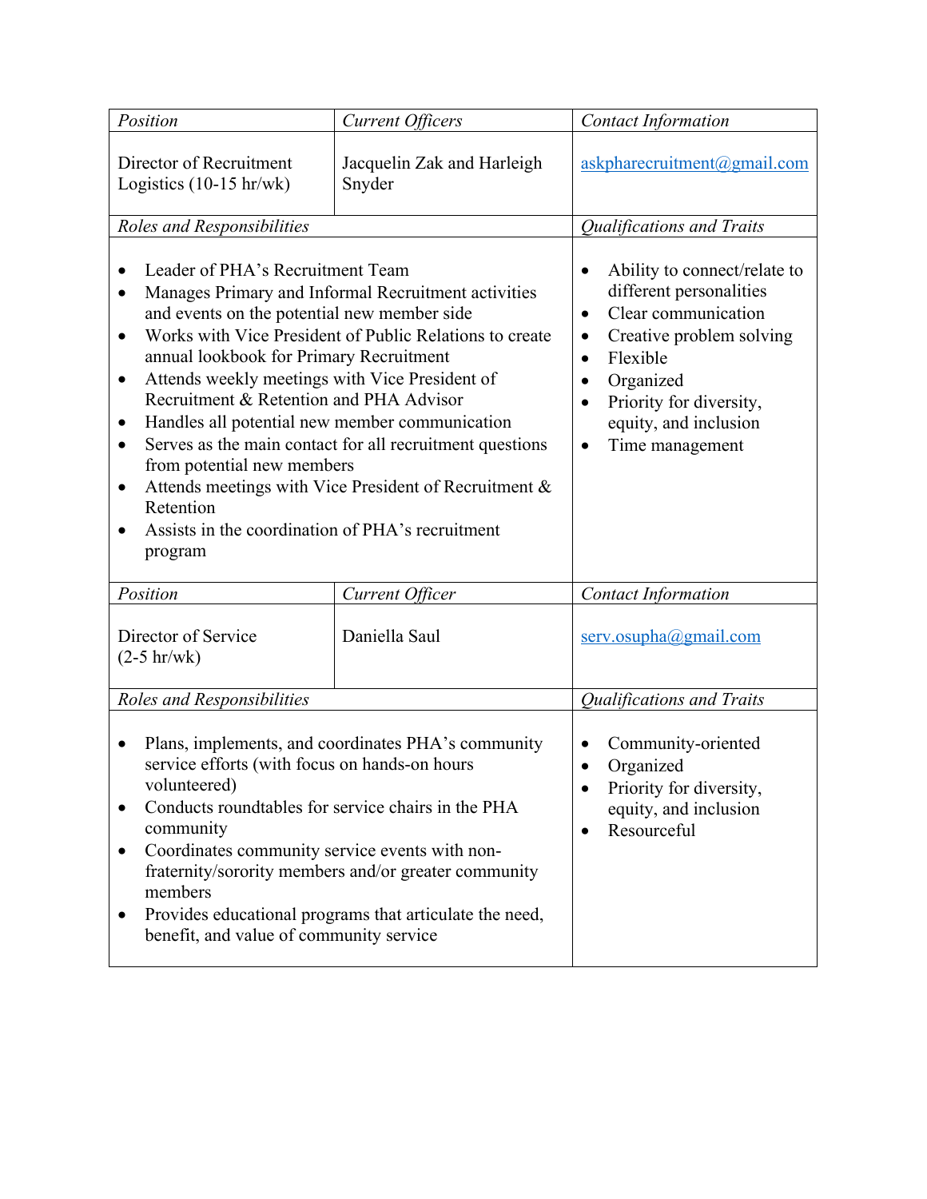| *Position* | *Current Officers* | *Contact Information* |
|---|---|---|
| Director of Recruitment Logistics (10-15 hr/wk) | Jacquelin Zak and Harleigh Snyder | askpharecruitment@gmail.com |
| *Roles and Responsibilities* | | *Qualifications and Traits* |
| • Leader of PHA's Recruitment Team<br>• Manages Primary and Informal Recruitment activities and events on the potential new member side<br>• Works with Vice President of Public Relations to create annual lookbook for Primary Recruitment<br>• Attends weekly meetings with Vice President of Recruitment & Retention and PHA Advisor<br>• Handles all potential new member communication<br>• Serves as the main contact for all recruitment questions from potential new members<br>• Attends meetings with Vice President of Recruitment & Retention<br>• Assists in the coordination of PHA's recruitment program | | • Ability to connect/relate to different personalities<br>• Clear communication<br>• Creative problem solving<br>• Flexible<br>• Organized<br>• Priority for diversity, equity, and inclusion<br>• Time management |

| *Position* | *Current Officer* | *Contact Information* |
|---|---|---|
| Director of Service (2-5 hr/wk) | Daniella Saul | serv.osupha@gmail.com |
| *Roles and Responsibilities* | | *Qualifications and Traits* |
| • Plans, implements, and coordinates PHA's community service efforts (with focus on hands-on hours volunteered)<br>• Conducts roundtables for service chairs in the PHA community<br>• Coordinates community service events with non-fraternity/sorority members and/or greater community members<br>• Provides educational programs that articulate the need, benefit, and value of community service | | • Community-oriented<br>• Organized<br>• Priority for diversity, equity, and inclusion<br>• Resourceful |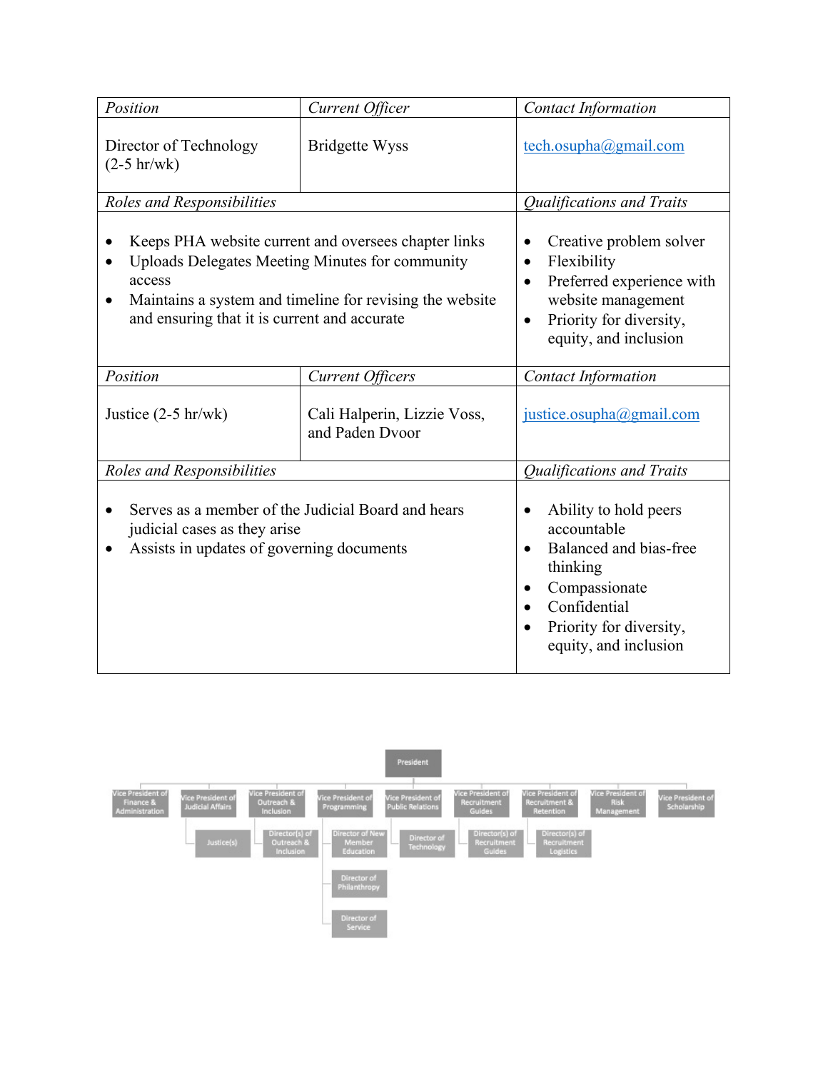| *Position* | *Current Officer* | *Contact Information* |
|---|---|---|
| Director of Technology (2-5 hr/wk) | Bridgette Wyss | tech.osupha@gmail.com |
| *Roles and Responsibilities* | | *Qualifications and Traits* |
| • Keeps PHA website current and oversees chapter links<br>• Uploads Delegates Meeting Minutes for community access<br>• Maintains a system and timeline for revising the website and ensuring that it is current and accurate | | • Creative problem solver<br>• Flexibility<br>• Preferred experience with website management<br>• Priority for diversity, equity, and inclusion |
| *Position* | *Current Officers* | *Contact Information* |
| Justice (2-5 hr/wk) | Cali Halperin, Lizzie Voss, and Paden Dvoor | justice.osupha@gmail.com |
| *Roles and Responsibilities* | | *Qualifications and Traits* |
| • Serves as a member of the Judicial Board and hears judicial cases as they arise<br>• Assists in updates of governing documents | | • Ability to hold peers accountable<br>• Balanced and bias-free thinking<br>• Compassionate<br>• Confidential<br>• Priority for diversity, equity, and inclusion |

President

Vice President of Finance & Administration

Vice President of Judicial Affairs

Justice(s)

Vice President of Outreach & Inclusion

Director(s) of Outreach & Inclusion

Vice President of Programming

Director of New Member Education

Director of Philanthropy

Director of Service

Vice President of Public Relations

Director of Technology

Vice President of Recruitment Guides

Director(s) of Recruitment Guides

Vice President of Recruitment & Retention

Director(s) of Recruitment Logistics

Vice President of Risk Management

Vice President of Scholarship